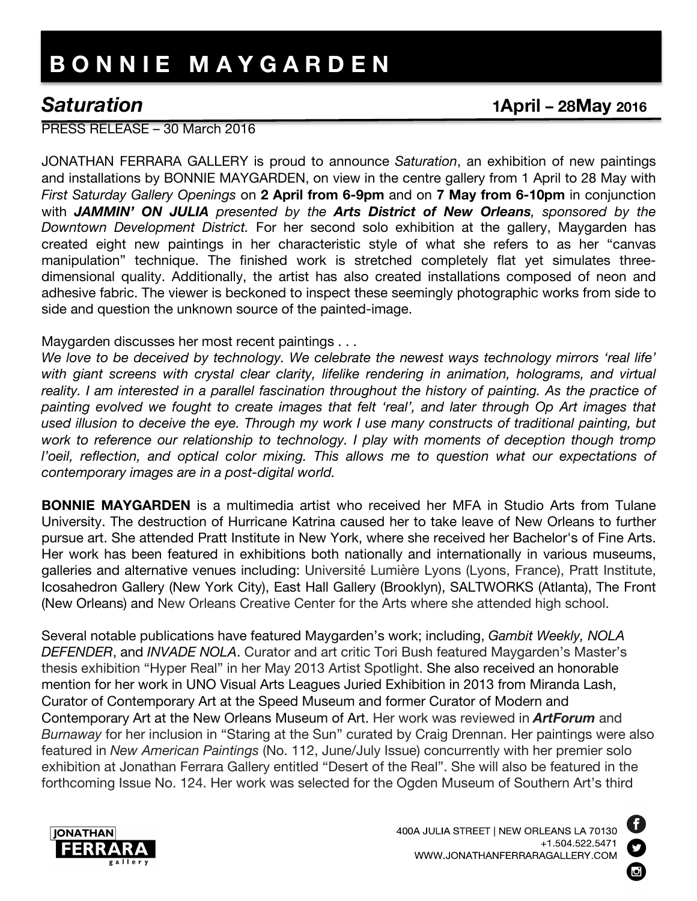# BONNIE MAYGARDEN

## *Saturation* 1April – 28May 2016

PRESS RELEASE – 30 March 2016

JONATHAN FERRARA GALLERY is proud to announce *Saturation*, an exhibition of new paintings and installations by BONNIE MAYGARDEN, on view in the centre gallery from 1 April to 28 May with *First Saturday Gallery Openings* on **2 April from 6-9pm** and on **7 May from 6-10pm** in conjunction with ***JAMMIN' ON JULIA*** *presented by the* ***Arts District of New Orleans****, sponsored by the Downtown Development District.* For her second solo exhibition at the gallery, Maygarden has created eight new paintings in her characteristic style of what she refers to as her "canvas manipulation" technique. The finished work is stretched completely flat yet simulates three-dimensional quality. Additionally, the artist has also created installations composed of neon and adhesive fabric. The viewer is beckoned to inspect these seemingly photographic works from side to side and question the unknown source of the painted-image.

Maygarden discusses her most recent paintings . . .
*We love to be deceived by technology. We celebrate the newest ways technology mirrors 'real life' with giant screens with crystal clear clarity, lifelike rendering in animation, holograms, and virtual reality. I am interested in a parallel fascination throughout the history of painting. As the practice of painting evolved we fought to create images that felt 'real', and later through Op Art images that used illusion to deceive the eye. Through my work I use many constructs of traditional painting, but work to reference our relationship to technology. I play with moments of deception though tromp l'oeil, reflection, and optical color mixing. This allows me to question what our expectations of contemporary images are in a post-digital world.*

**BONNIE MAYGARDEN** is a multimedia artist who received her MFA in Studio Arts from Tulane University. The destruction of Hurricane Katrina caused her to take leave of New Orleans to further pursue art. She attended Pratt Institute in New York, where she received her Bachelor's of Fine Arts. Her work has been featured in exhibitions both nationally and internationally in various museums, galleries and alternative venues including: Université Lumière Lyons (Lyons, France), Pratt Institute, Icosahedron Gallery (New York City), East Hall Gallery (Brooklyn), SALTWORKS (Atlanta), The Front (New Orleans) and New Orleans Creative Center for the Arts where she attended high school.

Several notable publications have featured Maygarden's work; including, *Gambit Weekly, NOLA DEFENDER*, and *INVADE NOLA*. Curator and art critic Tori Bush featured Maygarden's Master's thesis exhibition "Hyper Real" in her May 2013 Artist Spotlight. She also received an honorable mention for her work in UNO Visual Arts Leagues Juried Exhibition in 2013 from Miranda Lash, Curator of Contemporary Art at the Speed Museum and former Curator of Modern and Contemporary Art at the New Orleans Museum of Art. Her work was reviewed in ***ArtForum*** and *Burnaway* for her inclusion in "Staring at the Sun" curated by Craig Drennan. Her paintings were also featured in *New American Paintings* (No. 112, June/July Issue) concurrently with her premier solo exhibition at Jonathan Ferrara Gallery entitled "Desert of the Real". She will also be featured in the forthcoming Issue No. 124. Her work was selected for the Ogden Museum of Southern Art's third

JONATHAN FERRARA gallery

400A JULIA STREET | NEW ORLEANS LA 70130
+1.504.522.5471
WWW.JONATHANFERRARAGALLERY.COM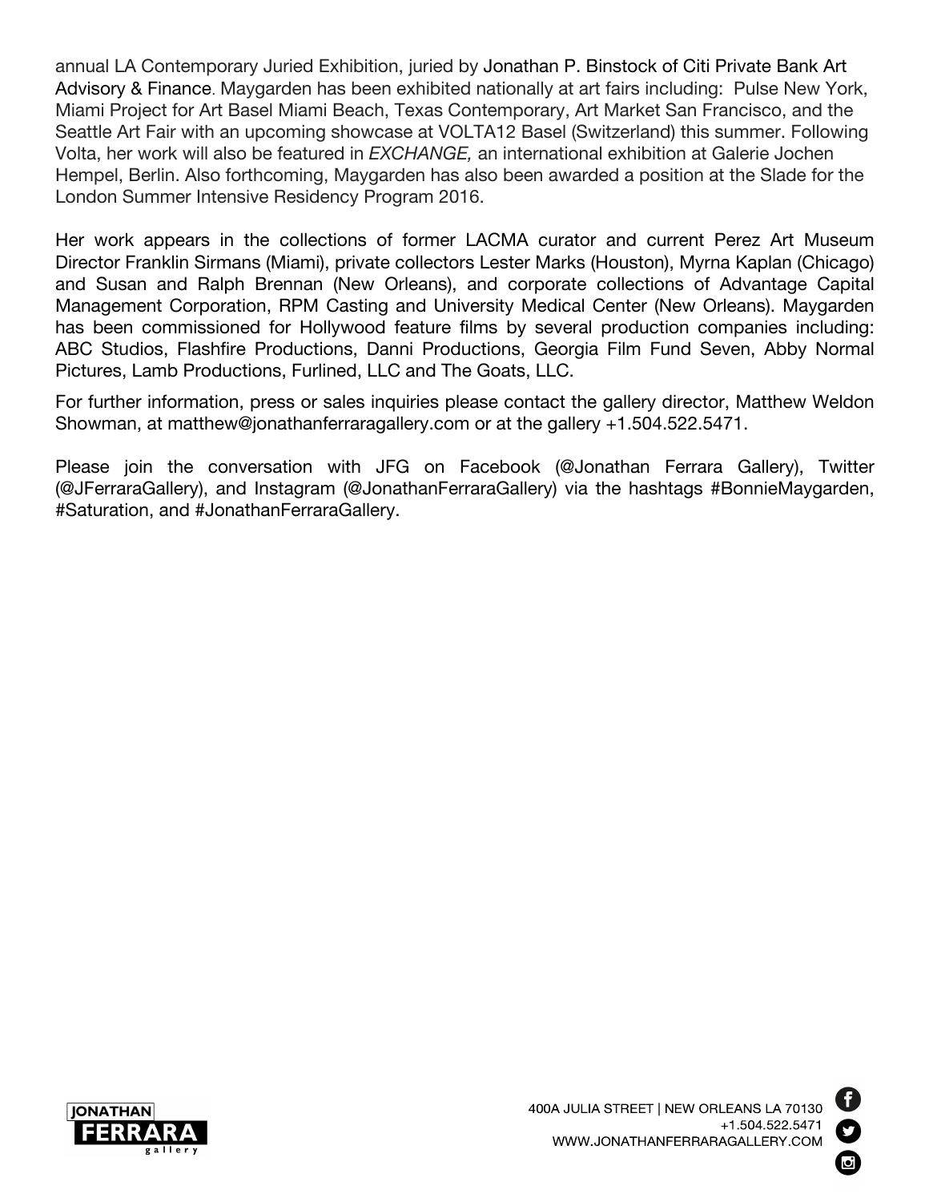annual LA Contemporary Juried Exhibition, juried by Jonathan P. Binstock of Citi Private Bank Art Advisory & Finance. Maygarden has been exhibited nationally at art fairs including: Pulse New York, Miami Project for Art Basel Miami Beach, Texas Contemporary, Art Market San Francisco, and the Seattle Art Fair with an upcoming showcase at VOLTA12 Basel (Switzerland) this summer. Following Volta, her work will also be featured in *EXCHANGE,* an international exhibition at Galerie Jochen Hempel, Berlin. Also forthcoming, Maygarden has also been awarded a position at the Slade for the London Summer Intensive Residency Program 2016.

Her work appears in the collections of former LACMA curator and current Perez Art Museum Director Franklin Sirmans (Miami), private collectors Lester Marks (Houston), Myrna Kaplan (Chicago) and Susan and Ralph Brennan (New Orleans), and corporate collections of Advantage Capital Management Corporation, RPM Casting and University Medical Center (New Orleans). Maygarden has been commissioned for Hollywood feature films by several production companies including: ABC Studios, Flashfire Productions, Danni Productions, Georgia Film Fund Seven, Abby Normal Pictures, Lamb Productions, Furlined, LLC and The Goats, LLC.

For further information, press or sales inquiries please contact the gallery director, Matthew Weldon Showman, at matthew@jonathanferraragallery.com or at the gallery +1.504.522.5471.

Please join the conversation with JFG on Facebook (@Jonathan Ferrara Gallery), Twitter (@JFerraraGallery), and Instagram (@JonathanFerraraGallery) via the hashtags #BonnieMaygarden, #Saturation, and #JonathanFerraraGallery.

JONATHAN FERRARA gallery

400A JULIA STREET | NEW ORLEANS LA 70130
+1.504.522.5471
WWW.JONATHANFERRARAGALLERY.COM